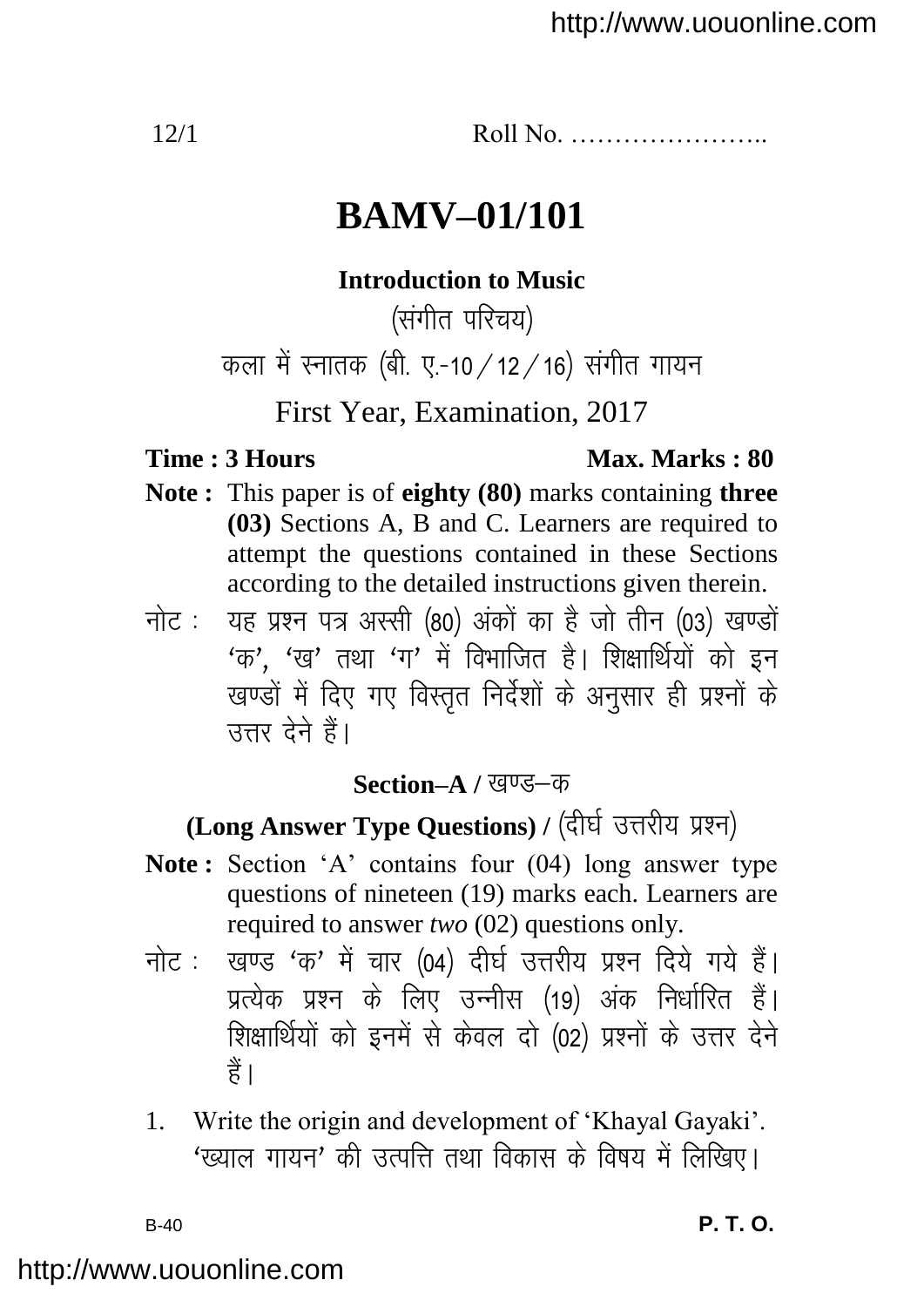12/1 Roll No. …………………..

# BAMV–01/101

**Introduction to Music**

(संगीत परिचय)

कला में स्नातक (बी. ए.-10 / 12 / 16) संगीत गायन

First Year, Examination, 2017

**Time : 3 Hours** **Max. Marks : 80**

**Note :** This paper is of **eighty (80)** marks containing **three (03)** Sections A, B and C. Learners are required to attempt the questions contained in these Sections according to the detailed instructions given therein.

नोट : यह प्रश्न पत्र अस्सी (80) अंकों का है जो तीन (03) खण्डों 'क', 'ख' तथा 'ग' में विभाजित है। शिक्षार्थियों को इन खण्डों में दिए गए विस्तृत निर्देशों के अनुसार ही प्रश्नों के उत्तर देने हैं।

## Section–A / खण्ड–क

### (Long Answer Type Questions) / (दीर्घ उत्तरीय प्रश्न)

**Note :** Section 'A' contains four (04) long answer type questions of nineteen (19) marks each. Learners are required to answer *two* (02) questions only.

नोट : खण्ड 'क' में चार (04) दीर्घ उत्तरीय प्रश्न दिये गये हैं। प्रत्येक प्रश्न के लिए उन्नीस (19) अंक निर्धारित हैं। शिक्षार्थियों को इनमें से केवल दो (02) प्रश्नों के उत्तर देने हैं।

1. Write the origin and development of 'Khayal Gayaki'.
   'ख्याल गायन' की उत्पत्ति तथा विकास के विषय में लिखिए।

B-40 **P. T. O.**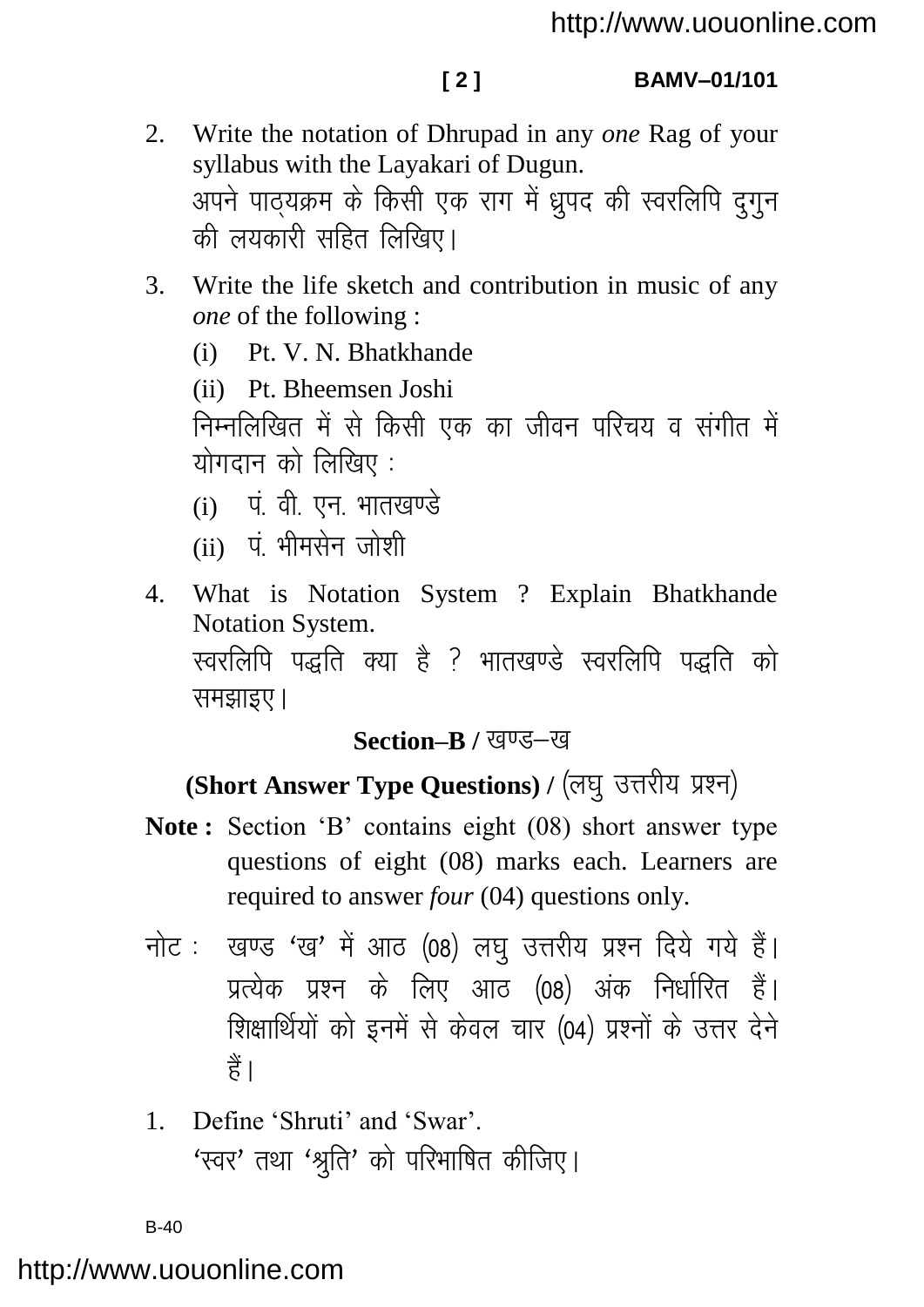2. Write the notation of Dhrupad in any *one* Rag of your syllabus with the Layakari of Dugun.

   अपने पाठ्यक्रम के किसी एक राग में ध्रुपद की स्वरलिपि दुगुन की लयकारी सहित लिखिए।

3. Write the life sketch and contribution in music of any *one* of the following :

   (i) Pt. V. N. Bhatkhande

   (ii) Pt. Bheemsen Joshi

   निम्नलिखित में से किसी एक का जीवन परिचय व संगीत में योगदान को लिखिए :

   (i) पं. वी. एन. भातखण्डे

   (ii) पं. भीमसेन जोशी

4. What is Notation System ? Explain Bhatkhande Notation System.

   स्वरलिपि पद्धति क्या है ? भातखण्डे स्वरलिपि पद्धति को समझाइए।

## Section–B / खण्ड–ख

### (Short Answer Type Questions) / (लघु उत्तरीय प्रश्न)

**Note :** Section 'B' contains eight (08) short answer type questions of eight (08) marks each. Learners are required to answer *four* (04) questions only.

नोट : खण्ड 'ख' में आठ (08) लघु उत्तरीय प्रश्न दिये गये हैं। प्रत्येक प्रश्न के लिए आठ (08) अंक निर्धारित हैं। शिक्षार्थियों को इनमें से केवल चार (04) प्रश्नों के उत्तर देने हैं।

1. Define 'Shruti' and 'Swar'.

   'स्वर' तथा 'श्रुति' को परिभाषित कीजिए।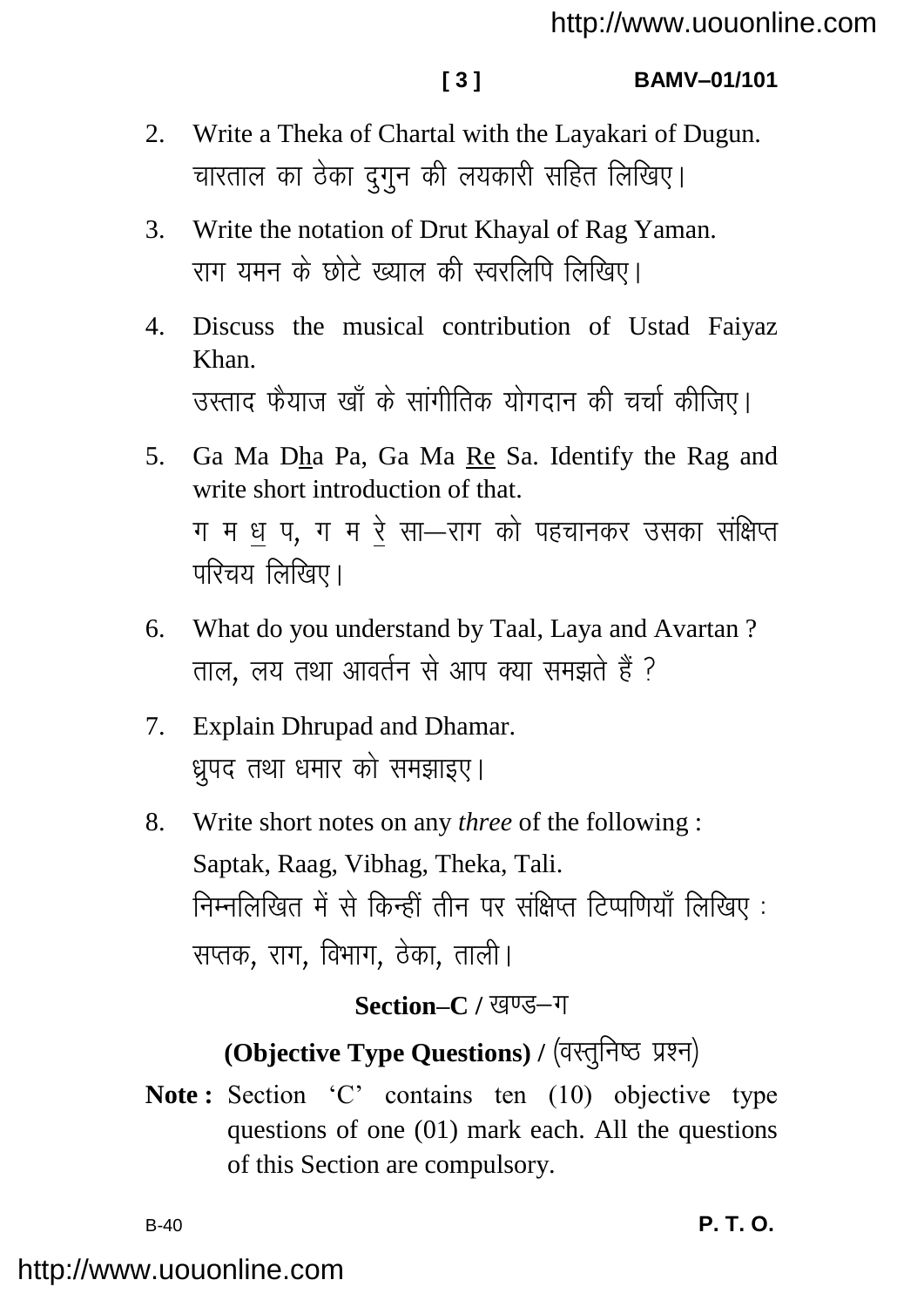2. Write a Theka of Chartal with the Layakari of Dugun.
   चारताल का ठेका दुगुन की लयकारी सहित लिखिए।

3. Write the notation of Drut Khayal of Rag Yaman.
   राग यमन के छोटे ख्याल की स्वरलिपि लिखिए।

4. Discuss the musical contribution of Ustad Faiyaz Khan.
   उस्ताद फैयाज खाँ के सांगीतिक योगदान की चर्चा कीजिए।

5. Ga Ma D<u>h</u>a Pa, Ga Ma <u>Re</u> Sa. Identify the Rag and write short introduction of that.
   ग म <u>ध</u> प, ग म <u>रे</u> सा—राग को पहचानकर उसका संक्षिप्त परिचय लिखिए।

6. What do you understand by Taal, Laya and Avartan ?
   ताल, लय तथा आवर्तन से आप क्या समझते हैं ?

7. Explain Dhrupad and Dhamar.
   ध्रुपद तथा धमार को समझाइए।

8. Write short notes on any *three* of the following :
   Saptak, Raag, Vibhag, Theka, Tali.
   निम्नलिखित में से किन्हीं तीन पर संक्षिप्त टिप्पणियाँ लिखिए :
   सप्तक, राग, विभाग, ठेका, ताली।

## Section–C / खण्ड–ग

### (Objective Type Questions) / (वस्तुनिष्ठ प्रश्न)

**Note :** Section 'C' contains ten (10) objective type questions of one (01) mark each. All the questions of this Section are compulsory.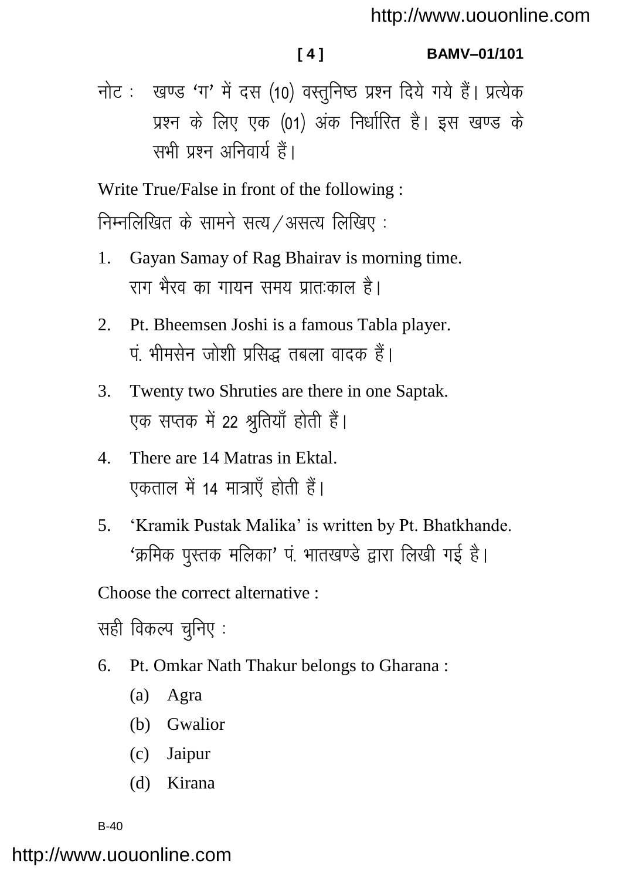नोट : खण्ड 'ग' में दस (10) वस्तुनिष्ठ प्रश्न दिये गये हैं। प्रत्येक प्रश्न के लिए एक (01) अंक निर्धारित है। इस खण्ड के सभी प्रश्न अनिवार्य हैं।

Write True/False in front of the following :

निम्नलिखित के सामने सत्य/असत्य लिखिए :

1. Gayan Samay of Rag Bhairav is morning time.
   राग भैरव का गायन समय प्रातःकाल है।

2. Pt. Bheemsen Joshi is a famous Tabla player.
   पं. भीमसेन जोशी प्रसिद्ध तबला वादक हैं।

3. Twenty two Shruties are there in one Saptak.
   एक सप्तक में 22 श्रुतियाँ होती हैं।

4. There are 14 Matras in Ektal.
   एकताल में 14 मात्राएँ होती हैं।

5. 'Kramik Pustak Malika' is written by Pt. Bhatkhande.
   'क्रमिक पुस्तक मलिका' पं. भातखण्डे द्वारा लिखी गई है।

Choose the correct alternative :

सही विकल्प चुनिए :

6. Pt. Omkar Nath Thakur belongs to Gharana :
   (a) Agra
   (b) Gwalior
   (c) Jaipur
   (d) Kirana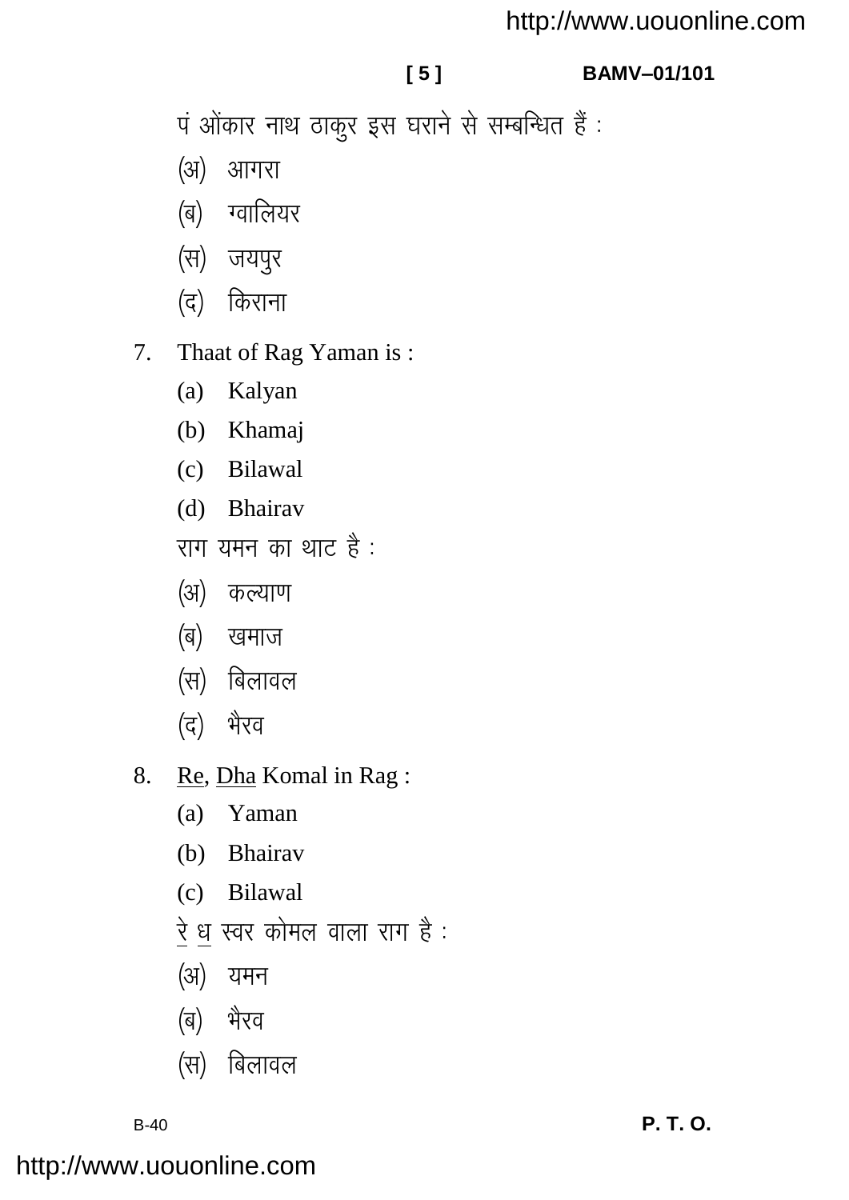पं ओंकार नाथ ठाकुर इस घराने से सम्बन्धित हैं :

(अ) आगरा

(ब) ग्वालियर

(स) जयपुर

(द) किराना

7. Thaat of Rag Yaman is :

   (a) Kalyan

   (b) Khamaj

   (c) Bilawal

   (d) Bhairav

   राग यमन का थाट है :

   (अ) कल्याण

   (ब) खमाज

   (स) बिलावल

   (द) भैरव

8. <u>Re</u>, <u>Dha</u> Komal in Rag :

   (a) Yaman

   (b) Bhairav

   (c) Bilawal

   <u>रे</u> <u>ध</u> स्वर कोमल वाला राग है :

   (अ) यमन

   (ब) भैरव

   (स) बिलावल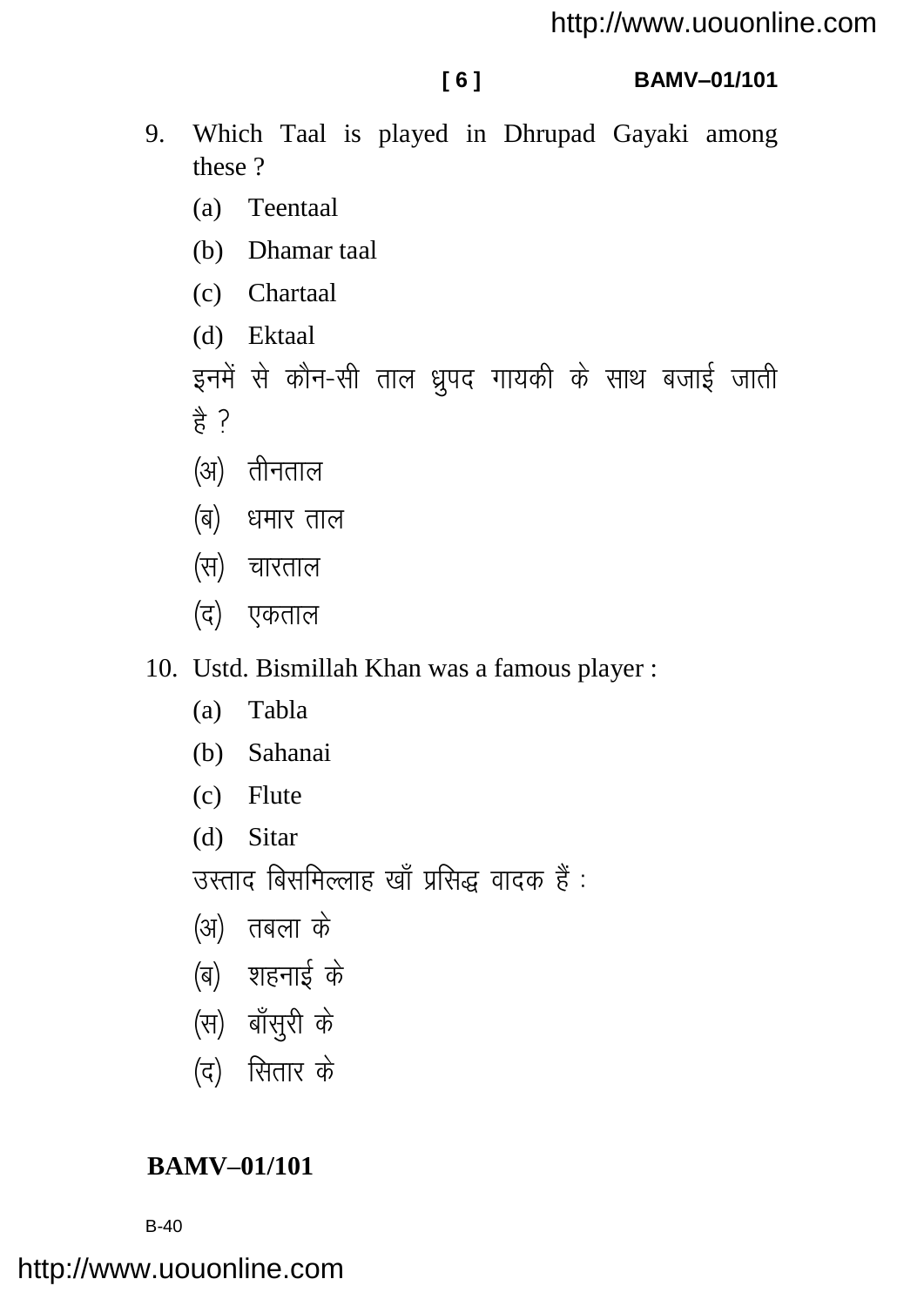9. Which Taal is played in Dhrupad Gayaki among these ?

   (a) Teentaal

   (b) Dhamar taal

   (c) Chartaal

   (d) Ektaal

   इनमें से कौन-सी ताल ध्रुपद गायकी के साथ बजाई जाती है ?

   (अ) तीनताल

   (ब) धमार ताल

   (स) चारताल

   (द) एकताल

10. Ustd. Bismillah Khan was a famous player :

    (a) Tabla

    (b) Sahanai

    (c) Flute

    (d) Sitar

    उस्ताद बिसमिल्लाह खाँ प्रसिद्ध वादक हैं :

    (अ) तबला के

    (ब) शहनाई के

    (स) बाँसुरी के

    (द) सितार के